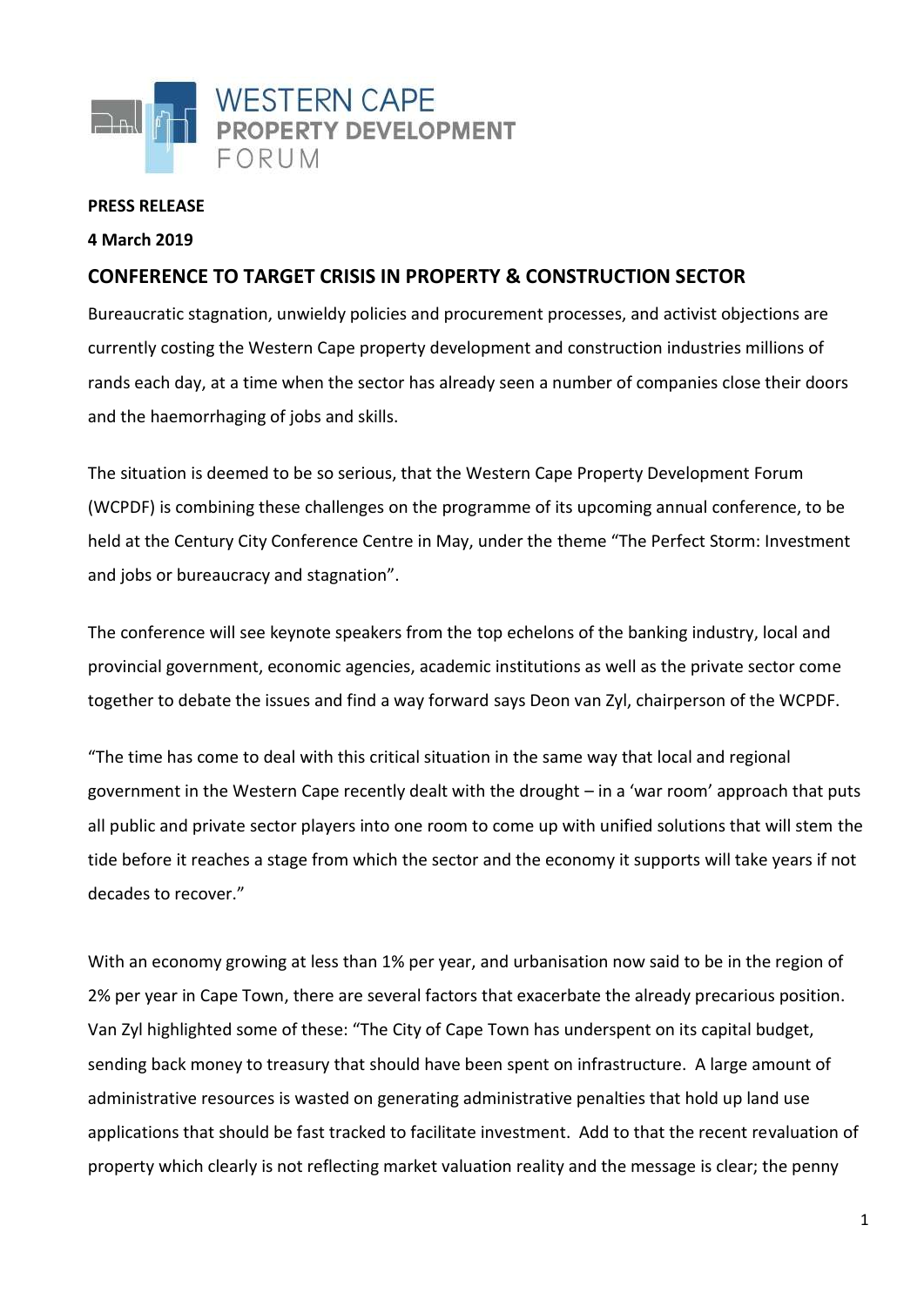WESTERN CAPE
PROPERTY DEVELOPMENT
FORUM

**PRESS RELEASE**

**4 March 2019**

## CONFERENCE TO TARGET CRISIS IN PROPERTY & CONSTRUCTION SECTOR

Bureaucratic stagnation, unwieldy policies and procurement processes, and activist objections are currently costing the Western Cape property development and construction industries millions of rands each day, at a time when the sector has already seen a number of companies close their doors and the haemorrhaging of jobs and skills.

The situation is deemed to be so serious, that the Western Cape Property Development Forum (WCPDF) is combining these challenges on the programme of its upcoming annual conference, to be held at the Century City Conference Centre in May, under the theme "The Perfect Storm: Investment and jobs or bureaucracy and stagnation".

The conference will see keynote speakers from the top echelons of the banking industry, local and provincial government, economic agencies, academic institutions as well as the private sector come together to debate the issues and find a way forward says Deon van Zyl, chairperson of the WCPDF.

"The time has come to deal with this critical situation in the same way that local and regional government in the Western Cape recently dealt with the drought – in a 'war room' approach that puts all public and private sector players into one room to come up with unified solutions that will stem the tide before it reaches a stage from which the sector and the economy it supports will take years if not decades to recover."

With an economy growing at less than 1% per year, and urbanisation now said to be in the region of 2% per year in Cape Town, there are several factors that exacerbate the already precarious position. Van Zyl highlighted some of these: "The City of Cape Town has underspent on its capital budget, sending back money to treasury that should have been spent on infrastructure. A large amount of administrative resources is wasted on generating administrative penalties that hold up land use applications that should be fast tracked to facilitate investment. Add to that the recent revaluation of property which clearly is not reflecting market valuation reality and the message is clear; the penny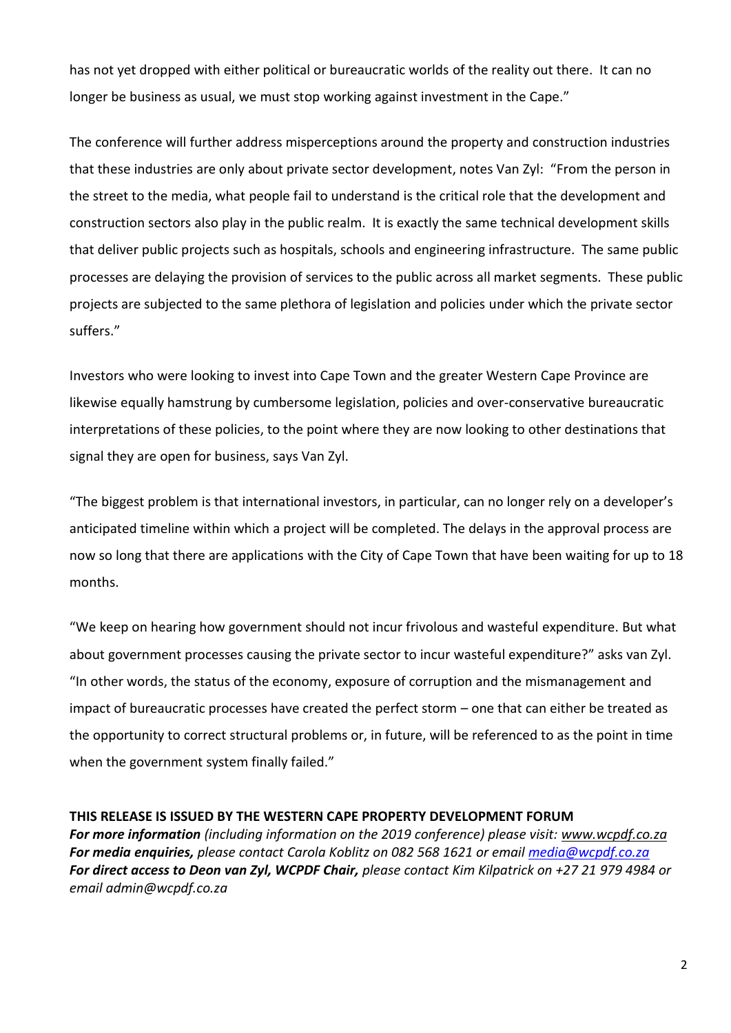has not yet dropped with either political or bureaucratic worlds of the reality out there. It can no longer be business as usual, we must stop working against investment in the Cape."

The conference will further address misperceptions around the property and construction industries that these industries are only about private sector development, notes Van Zyl: "From the person in the street to the media, what people fail to understand is the critical role that the development and construction sectors also play in the public realm. It is exactly the same technical development skills that deliver public projects such as hospitals, schools and engineering infrastructure. The same public processes are delaying the provision of services to the public across all market segments. These public projects are subjected to the same plethora of legislation and policies under which the private sector suffers."

Investors who were looking to invest into Cape Town and the greater Western Cape Province are likewise equally hamstrung by cumbersome legislation, policies and over-conservative bureaucratic interpretations of these policies, to the point where they are now looking to other destinations that signal they are open for business, says Van Zyl.

"The biggest problem is that international investors, in particular, can no longer rely on a developer's anticipated timeline within which a project will be completed. The delays in the approval process are now so long that there are applications with the City of Cape Town that have been waiting for up to 18 months.

"We keep on hearing how government should not incur frivolous and wasteful expenditure. But what about government processes causing the private sector to incur wasteful expenditure?" asks van Zyl. "In other words, the status of the economy, exposure of corruption and the mismanagement and impact of bureaucratic processes have created the perfect storm – one that can either be treated as the opportunity to correct structural problems or, in future, will be referenced to as the point in time when the government system finally failed."

**THIS RELEASE IS ISSUED BY THE WESTERN CAPE PROPERTY DEVELOPMENT FORUM**
***For more information*** *(including information on the 2019 conference) please visit: www.wcpdf.co.za*
***For media enquiries,*** *please contact Carola Koblitz on 082 568 1621 or email media@wcpdf.co.za*
***For direct access to Deon van Zyl, WCPDF Chair,*** *please contact Kim Kilpatrick on +27 21 979 4984 or email admin@wcpdf.co.za*